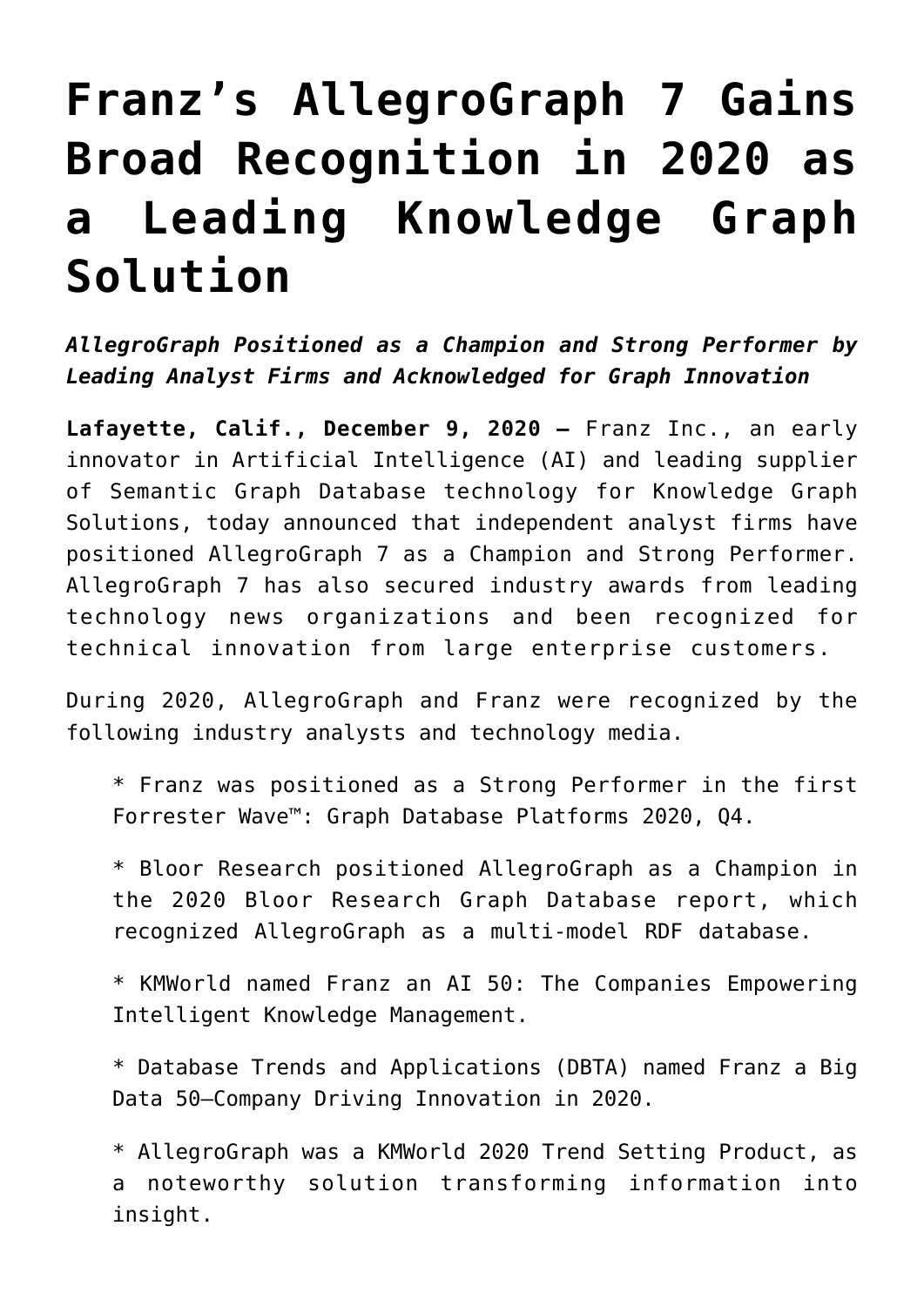# Franz's AllegroGraph 7 Gains Broad Recognition in 2020 as a Leading Knowledge Graph Solution

***AllegroGraph Positioned as a Champion and Strong Performer by Leading Analyst Firms and Acknowledged for Graph Innovation***

**Lafayette, Calif., December 9, 2020 –** Franz Inc., an early innovator in Artificial Intelligence (AI) and leading supplier of Semantic Graph Database technology for Knowledge Graph Solutions, today announced that independent analyst firms have positioned AllegroGraph 7 as a Champion and Strong Performer. AllegroGraph 7 has also secured industry awards from leading technology news organizations and been recognized for technical innovation from large enterprise customers.

During 2020, AllegroGraph and Franz were recognized by the following industry analysts and technology media.

* Franz was positioned as a Strong Performer in the first Forrester Wave™: Graph Database Platforms 2020, Q4.
* Bloor Research positioned AllegroGraph as a Champion in the 2020 Bloor Research Graph Database report, which recognized AllegroGraph as a multi-model RDF database.
* KMWorld named Franz an AI 50: The Companies Empowering Intelligent Knowledge Management.
* Database Trends and Applications (DBTA) named Franz a Big Data 50—Company Driving Innovation in 2020.
* AllegroGraph was a KMWorld 2020 Trend Setting Product, as a noteworthy solution transforming information into insight.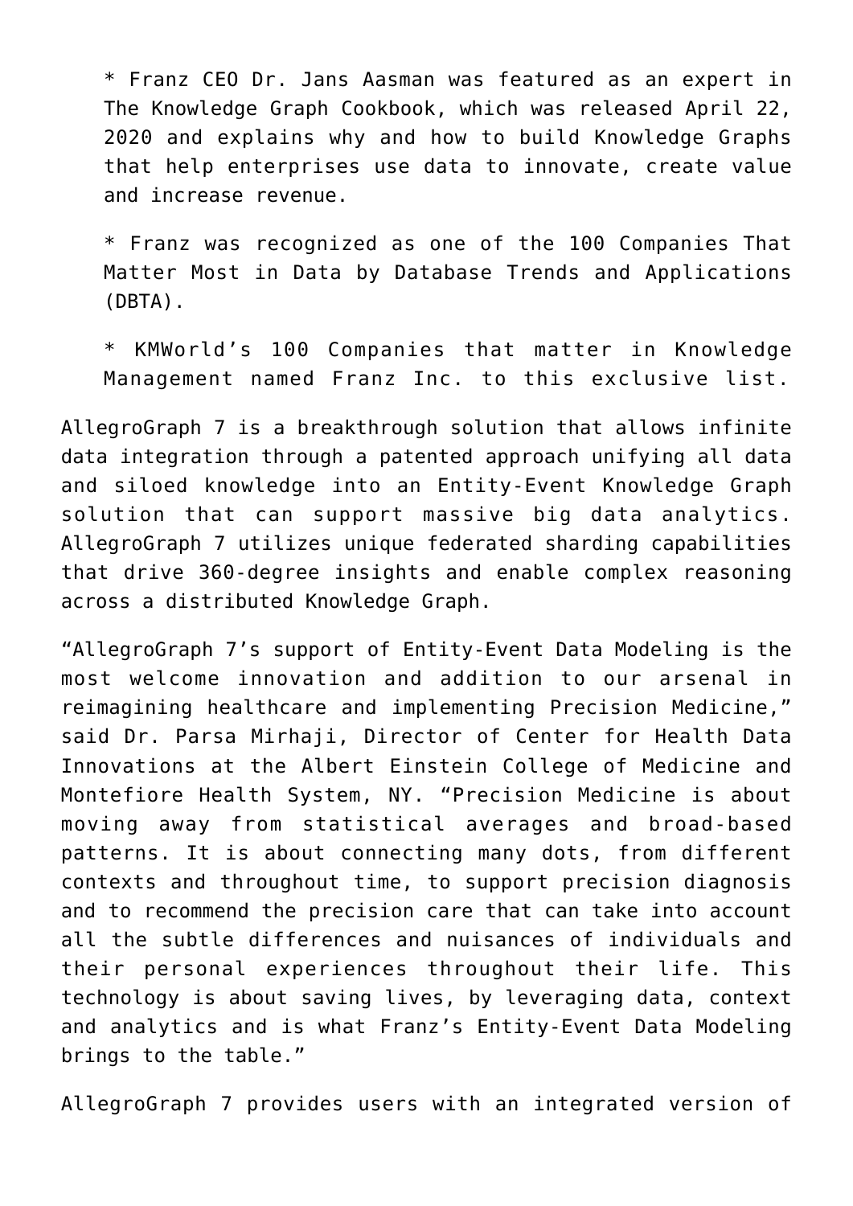* Franz CEO Dr. Jans Aasman was featured as an expert in The Knowledge Graph Cookbook, which was released April 22, 2020 and explains why and how to build Knowledge Graphs that help enterprises use data to innovate, create value and increase revenue.

* Franz was recognized as one of the 100 Companies That Matter Most in Data by Database Trends and Applications (DBTA).

* KMWorld's 100 Companies that matter in Knowledge Management named Franz Inc. to this exclusive list.

AllegroGraph 7 is a breakthrough solution that allows infinite data integration through a patented approach unifying all data and siloed knowledge into an Entity-Event Knowledge Graph solution that can support massive big data analytics. AllegroGraph 7 utilizes unique federated sharding capabilities that drive 360-degree insights and enable complex reasoning across a distributed Knowledge Graph.

"AllegroGraph 7's support of Entity-Event Data Modeling is the most welcome innovation and addition to our arsenal in reimagining healthcare and implementing Precision Medicine," said Dr. Parsa Mirhaji, Director of Center for Health Data Innovations at the Albert Einstein College of Medicine and Montefiore Health System, NY. "Precision Medicine is about moving away from statistical averages and broad-based patterns. It is about connecting many dots, from different contexts and throughout time, to support precision diagnosis and to recommend the precision care that can take into account all the subtle differences and nuisances of individuals and their personal experiences throughout their life. This technology is about saving lives, by leveraging data, context and analytics and is what Franz's Entity-Event Data Modeling brings to the table."

AllegroGraph 7 provides users with an integrated version of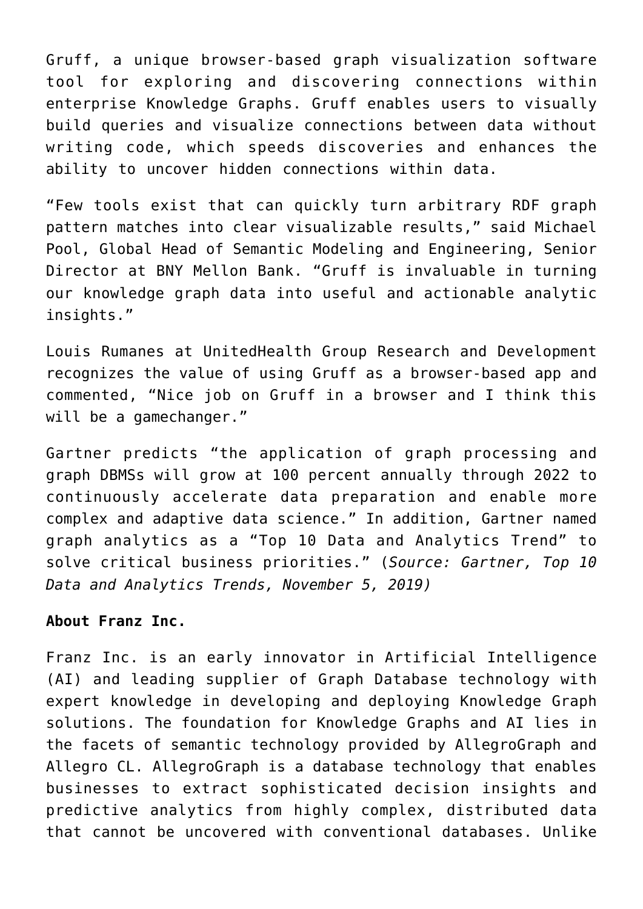Gruff, a unique browser-based graph visualization software tool for exploring and discovering connections within enterprise Knowledge Graphs. Gruff enables users to visually build queries and visualize connections between data without writing code, which speeds discoveries and enhances the ability to uncover hidden connections within data.

“Few tools exist that can quickly turn arbitrary RDF graph pattern matches into clear visualizable results,” said Michael Pool, Global Head of Semantic Modeling and Engineering, Senior Director at BNY Mellon Bank. “Gruff is invaluable in turning our knowledge graph data into useful and actionable analytic insights.”

Louis Rumanes at UnitedHealth Group Research and Development recognizes the value of using Gruff as a browser-based app and commented, “Nice job on Gruff in a browser and I think this will be a gamechanger.”

Gartner predicts “the application of graph processing and graph DBMSs will grow at 100 percent annually through 2022 to continuously accelerate data preparation and enable more complex and adaptive data science.” In addition, Gartner named graph analytics as a “Top 10 Data and Analytics Trend” to solve critical business priorities.” (*Source: Gartner, Top 10 Data and Analytics Trends, November 5, 2019)*

**About Franz Inc.**

Franz Inc. is an early innovator in Artificial Intelligence (AI) and leading supplier of Graph Database technology with expert knowledge in developing and deploying Knowledge Graph solutions. The foundation for Knowledge Graphs and AI lies in the facets of semantic technology provided by AllegroGraph and Allegro CL. AllegroGraph is a database technology that enables businesses to extract sophisticated decision insights and predictive analytics from highly complex, distributed data that cannot be uncovered with conventional databases. Unlike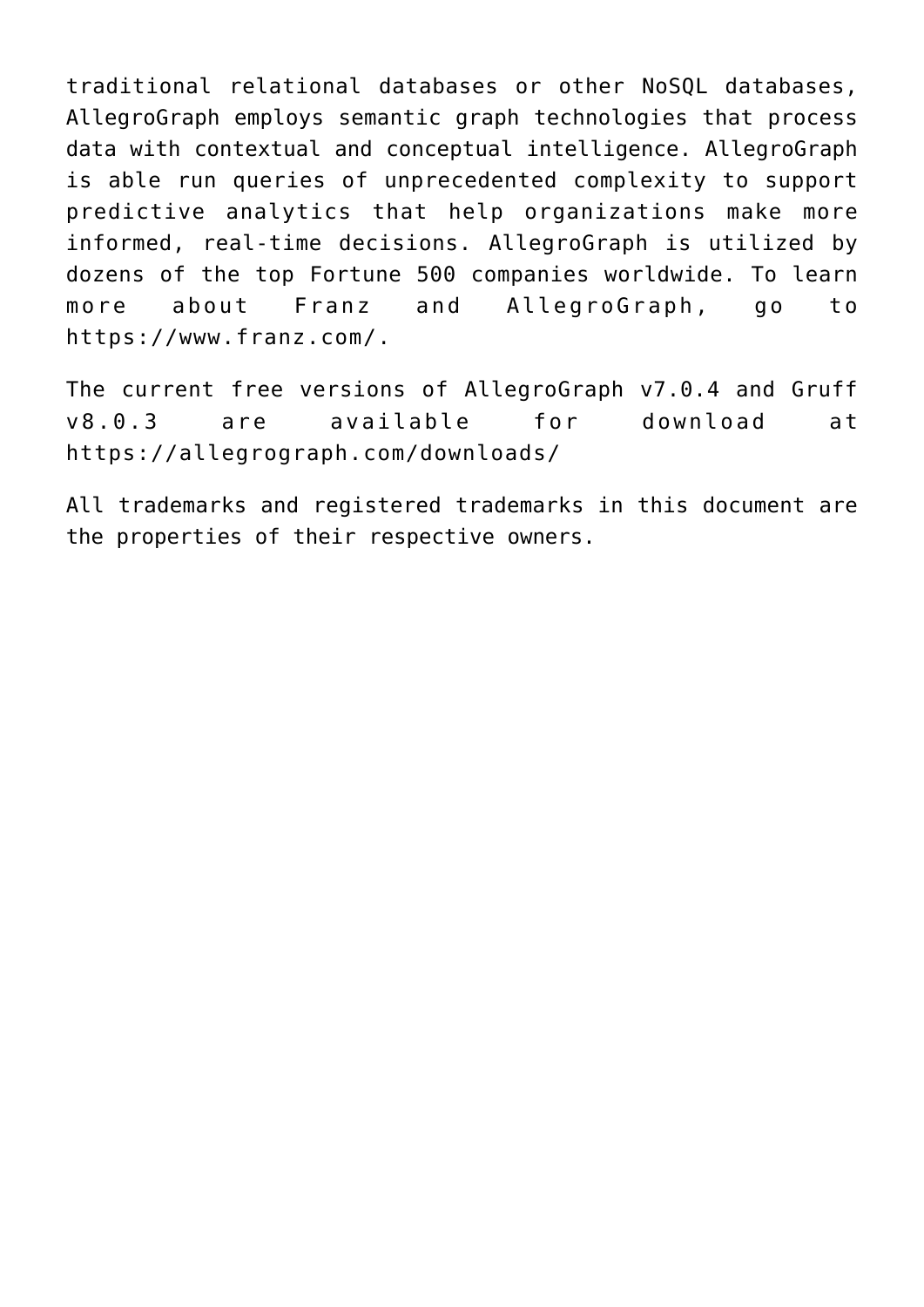traditional relational databases or other NoSQL databases, AllegroGraph employs semantic graph technologies that process data with contextual and conceptual intelligence. AllegroGraph is able run queries of unprecedented complexity to support predictive analytics that help organizations make more informed, real-time decisions. AllegroGraph is utilized by dozens of the top Fortune 500 companies worldwide. To learn more about Franz and AllegroGraph, go to https://www.franz.com/.

The current free versions of AllegroGraph v7.0.4 and Gruff v8.0.3 are available for download at https://allegrograph.com/downloads/

All trademarks and registered trademarks in this document are the properties of their respective owners.